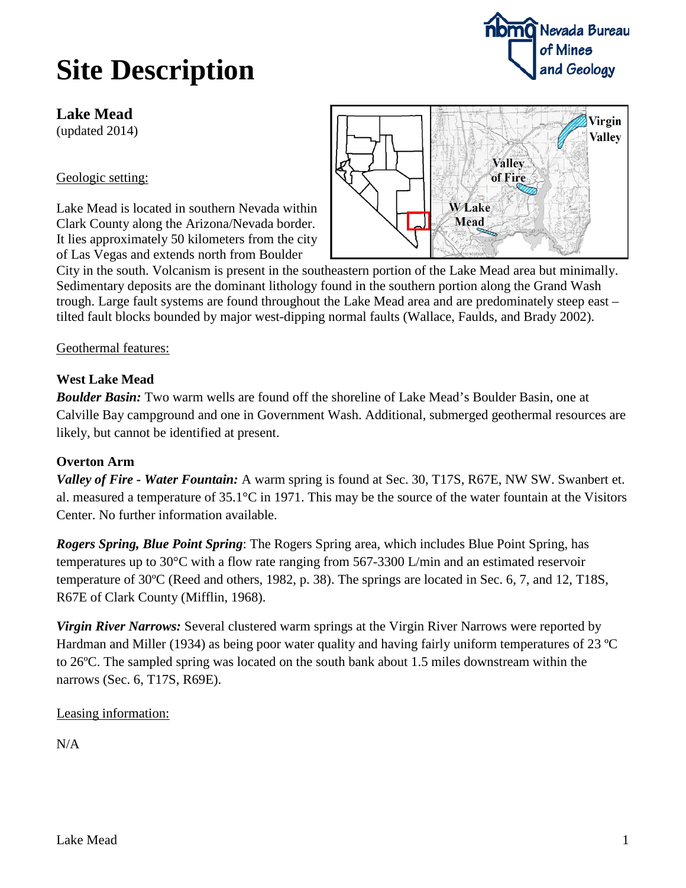# Site Description

## Lake Mead

(updated 2014)

Geologic setting:

Lake Mead is located in southern Nevada within Clark County along the Arizona/Nevada border. It lies approximately 50 kilometers from the city of Las Vegas and extends north from Boulder City in the south. Volcanism is present in the southeastern portion of the Lake Mead area but minimally. Sedimentary deposits are the dominant lithology found in the southern portion along the Grand Wash trough. Large fault systems are found throughout the Lake Mead area and are predominately steep east – tilted fault blocks bounded by major west-dipping normal faults (Wallace, Faulds, and Brady 2002).

Geothermal features:

**West Lake Mead**

***Boulder Basin:*** Two warm wells are found off the shoreline of Lake Mead's Boulder Basin, one at Calville Bay campground and one in Government Wash. Additional, submerged geothermal resources are likely, but cannot be identified at present.

**Overton Arm**

***Valley of Fire - Water Fountain:*** A warm spring is found at Sec. 30, T17S, R67E, NW SW. Swanbert et. al. measured a temperature of 35.1°C in 1971. This may be the source of the water fountain at the Visitors Center. No further information available.

***Rogers Spring, Blue Point Spring***: The Rogers Spring area, which includes Blue Point Spring, has temperatures up to 30°C with a flow rate ranging from 567-3300 L/min and an estimated reservoir temperature of 30ºC (Reed and others, 1982, p. 38). The springs are located in Sec. 6, 7, and 12, T18S, R67E of Clark County (Mifflin, 1968).

***Virgin River Narrows:*** Several clustered warm springs at the Virgin River Narrows were reported by Hardman and Miller (1934) as being poor water quality and having fairly uniform temperatures of 23 ºC to 26ºC. The sampled spring was located on the south bank about 1.5 miles downstream within the narrows (Sec. 6, T17S, R69E).

Leasing information:

N/A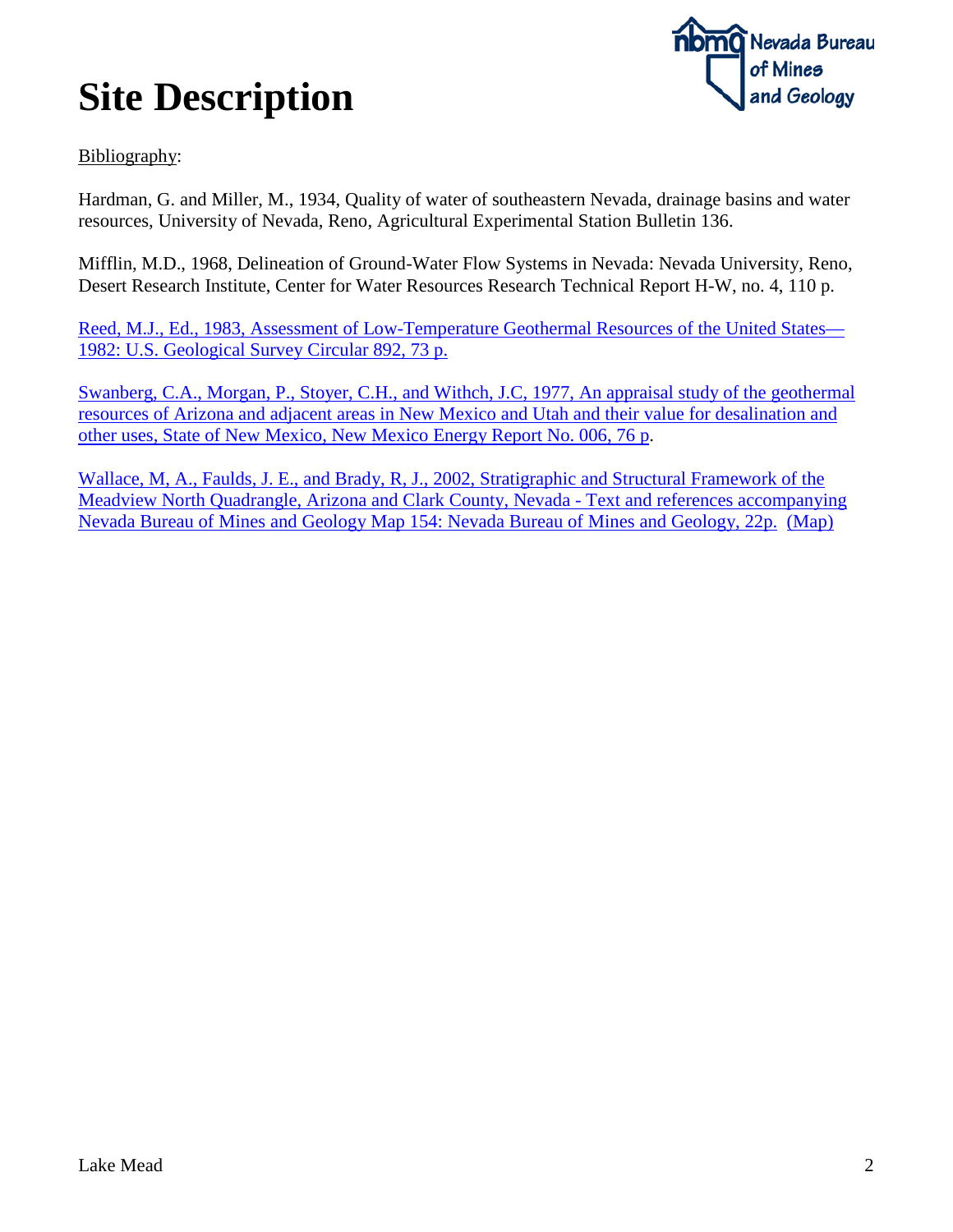# Site Description

Bibliography:

Hardman, G. and Miller, M., 1934, Quality of water of southeastern Nevada, drainage basins and water resources, University of Nevada, Reno, Agricultural Experimental Station Bulletin 136.

Mifflin, M.D., 1968, Delineation of Ground-Water Flow Systems in Nevada: Nevada University, Reno, Desert Research Institute, Center for Water Resources Research Technical Report H-W, no. 4, 110 p.

Reed, M.J., Ed., 1983, Assessment of Low-Temperature Geothermal Resources of the United States—1982: U.S. Geological Survey Circular 892, 73 p.

Swanberg, C.A., Morgan, P., Stoyer, C.H., and Withch, J.C, 1977, An appraisal study of the geothermal resources of Arizona and adjacent areas in New Mexico and Utah and their value for desalination and other uses, State of New Mexico, New Mexico Energy Report No. 006, 76 p.

Wallace, M, A., Faulds, J. E., and Brady, R, J., 2002, Stratigraphic and Structural Framework of the Meadview North Quadrangle, Arizona and Clark County, Nevada - Text and references accompanying Nevada Bureau of Mines and Geology Map 154: Nevada Bureau of Mines and Geology, 22p. (Map)